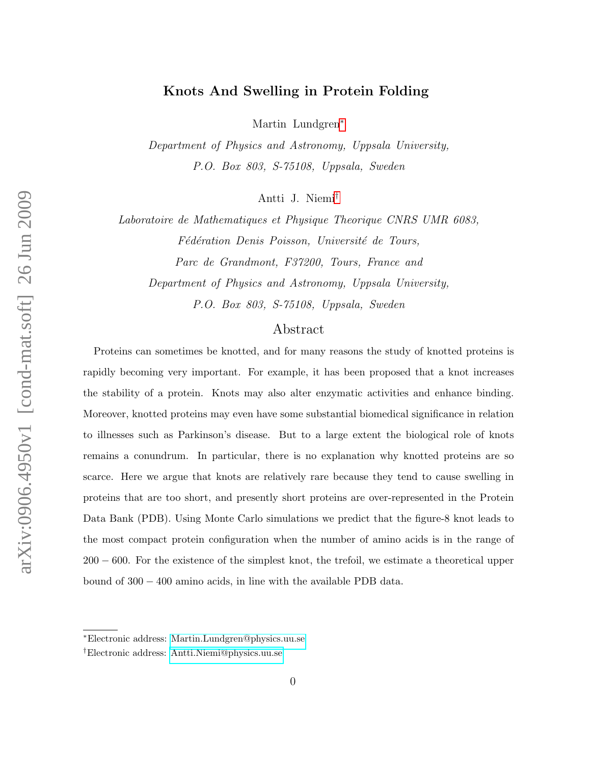# Knots And Swelling in Protein Folding

Martin Lundgren[*]

*Department of Physics and Astronomy, Uppsala University,*
*P.O. Box 803, S-75108, Uppsala, Sweden*

Antti J. Niemi[†]

*Laboratoire de Mathematiques et Physique Theorique CNRS UMR 6083,*
*Fédération Denis Poisson, Université de Tours,*
*Parc de Grandmont, F37200, Tours, France and*
*Department of Physics and Astronomy, Uppsala University,*
*P.O. Box 803, S-75108, Uppsala, Sweden*

## Abstract

Proteins can sometimes be knotted, and for many reasons the study of knotted proteins is rapidly becoming very important. For example, it has been proposed that a knot increases the stability of a protein. Knots may also alter enzymatic activities and enhance binding. Moreover, knotted proteins may even have some substantial biomedical significance in relation to illnesses such as Parkinson's disease. But to a large extent the biological role of knots remains a conundrum. In particular, there is no explanation why knotted proteins are so scarce. Here we argue that knots are relatively rare because they tend to cause swelling in proteins that are too short, and presently short proteins are over-represented in the Protein Data Bank (PDB). Using Monte Carlo simulations we predict that the figure-8 knot leads to the most compact protein configuration when the number of amino acids is in the range of $200-600$. For the existence of the simplest knot, the trefoil, we estimate a theoretical upper bound of $300-400$ amino acids, in line with the available PDB data.

---

[*] Electronic address: Martin.Lundgren@physics.uu.se

[†] Electronic address: Antti.Niemi@physics.uu.se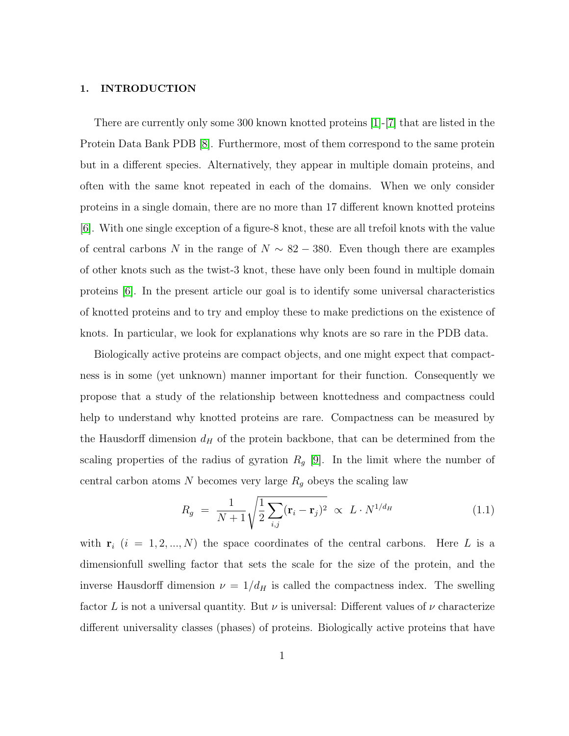## 1. INTRODUCTION

There are currently only some 300 known knotted proteins [1]-[7] that are listed in the Protein Data Bank PDB [8]. Furthermore, most of them correspond to the same protein but in a different species. Alternatively, they appear in multiple domain proteins, and often with the same knot repeated in each of the domains. When we only consider proteins in a single domain, there are no more than 17 different known knotted proteins [6]. With one single exception of a figure-8 knot, these are all trefoil knots with the value of central carbons $N$ in the range of $N \sim 82 - 380$. Even though there are examples of other knots such as the twist-3 knot, these have only been found in multiple domain proteins [6]. In the present article our goal is to identify some universal characteristics of knotted proteins and to try and employ these to make predictions on the existence of knots. In particular, we look for explanations why knots are so rare in the PDB data.

Biologically active proteins are compact objects, and one might expect that compactness is in some (yet unknown) manner important for their function. Consequently we propose that a study of the relationship between knottedness and compactness could help to understand why knotted proteins are rare. Compactness can be measured by the Hausdorff dimension $d_H$ of the protein backbone, that can be determined from the scaling properties of the radius of gyration $R_g$ [9]. In the limit where the number of central carbon atoms $N$ becomes very large $R_g$ obeys the scaling law

$$R_g \;=\; \frac{1}{N+1}\sqrt{\frac{1}{2}\sum_{i,j}(\mathbf{r}_i - \mathbf{r}_j)^2} \;\propto\; L \cdot N^{1/d_H} \tag{1.1}$$

with $\mathbf{r}_i$ ($i = 1, 2, ..., N$) the space coordinates of the central carbons. Here $L$ is a dimensionfull swelling factor that sets the scale for the size of the protein, and the inverse Hausdorff dimension $\nu = 1/d_H$ is called the compactness index. The swelling factor $L$ is not a universal quantity. But $\nu$ is universal: Different values of $\nu$ characterize different universality classes (phases) of proteins. Biologically active proteins that have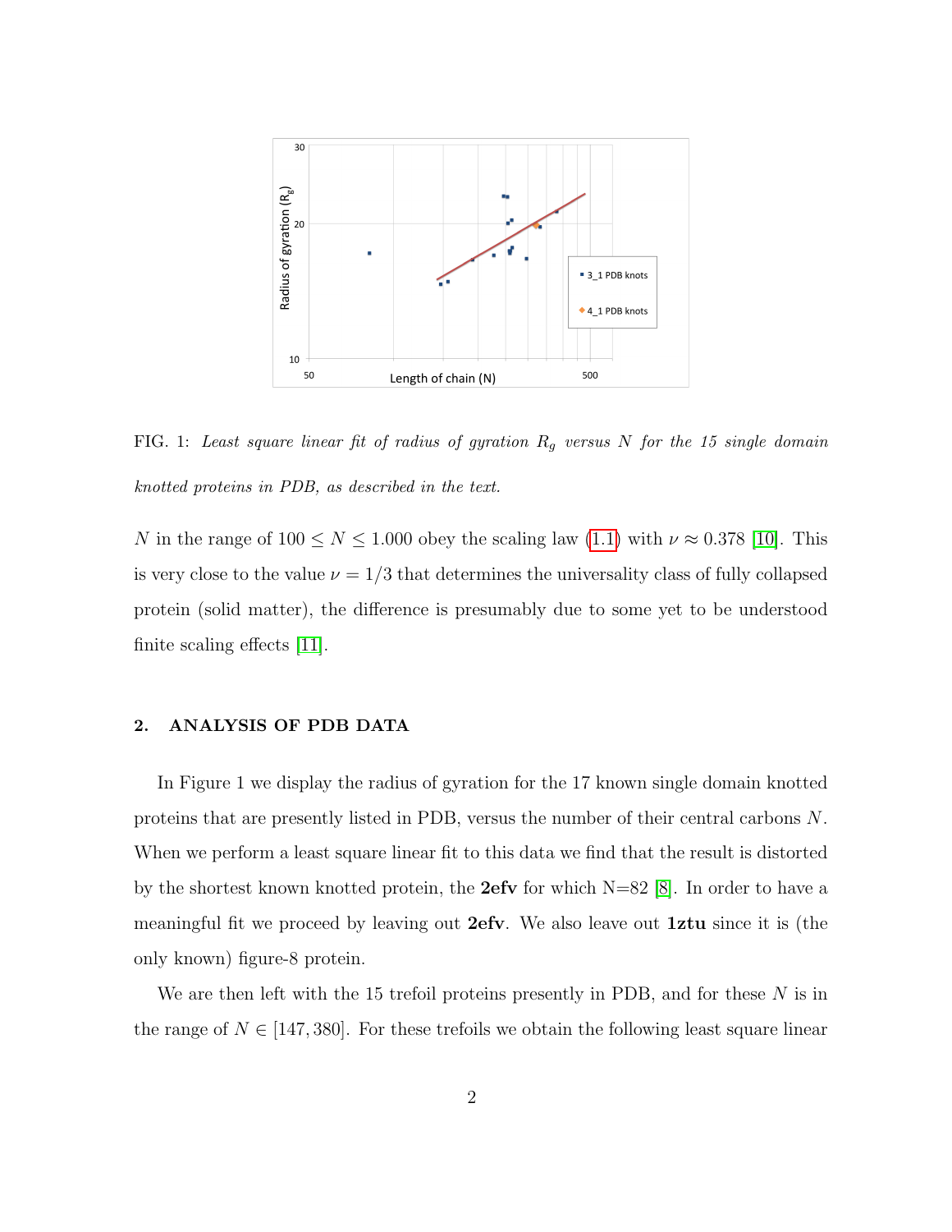FIG. 1: *Least square linear fit of radius of gyration $R_g$ versus $N$ for the 15 single domain knotted proteins in PDB, as described in the text.*

$N$ in the range of $100 \leq N \leq 1.000$ obey the scaling law (1.1) with $\nu \approx 0.378$ [10]. This is very close to the value $\nu = 1/3$ that determines the universality class of fully collapsed protein (solid matter), the difference is presumably due to some yet to be understood finite scaling effects [11].

## 2. ANALYSIS OF PDB DATA

In Figure 1 we display the radius of gyration for the 17 known single domain knotted proteins that are presently listed in PDB, versus the number of their central carbons $N$. When we perform a least square linear fit to this data we find that the result is distorted by the shortest known knotted protein, the **2efv** for which N=82 [8]. In order to have a meaningful fit we proceed by leaving out **2efv**. We also leave out **1ztu** since it is (the only known) figure-8 protein.

We are then left with the 15 trefoil proteins presently in PDB, and for these $N$ is in the range of $N \in [147, 380]$. For these trefoils we obtain the following least square linear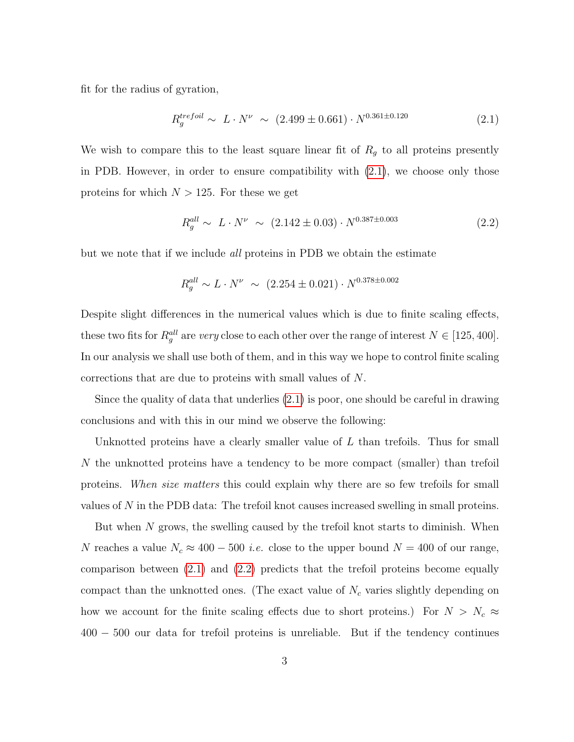fit for the radius of gyration,

$$R_g^{trefoil} \sim \ L \cdot N^{\nu} \ \sim \ (2.499 \pm 0.661) \cdot N^{0.361 \pm 0.120} \tag{2.1}$$

We wish to compare this to the least square linear fit of $R_g$ to all proteins presently in PDB. However, in order to ensure compatibility with (2.1), we choose only those proteins for which $N > 125$. For these we get

$$R_g^{all} \sim \ L \cdot N^{\nu} \ \sim \ (2.142 \pm 0.03) \cdot N^{0.387 \pm 0.003} \tag{2.2}$$

but we note that if we include *all* proteins in PDB we obtain the estimate

$$R_g^{all} \sim L \cdot N^{\nu} \ \sim \ (2.254 \pm 0.021) \cdot N^{0.378 \pm 0.002}$$

Despite slight differences in the numerical values which is due to finite scaling effects, these two fits for $R_g^{all}$ are *very* close to each other over the range of interest $N \in [125, 400]$. In our analysis we shall use both of them, and in this way we hope to control finite scaling corrections that are due to proteins with small values of $N$.

Since the quality of data that underlies (2.1) is poor, one should be careful in drawing conclusions and with this in our mind we observe the following:

Unknotted proteins have a clearly smaller value of $L$ than trefoils. Thus for small $N$ the unknotted proteins have a tendency to be more compact (smaller) than trefoil proteins. *When size matters* this could explain why there are so few trefoils for small values of $N$ in the PDB data: The trefoil knot causes increased swelling in small proteins.

But when $N$ grows, the swelling caused by the trefoil knot starts to diminish. When $N$ reaches a value $N_c \approx 400 - 500$ *i.e.* close to the upper bound $N = 400$ of our range, comparison between (2.1) and (2.2) predicts that the trefoil proteins become equally compact than the unknotted ones. (The exact value of $N_c$ varies slightly depending on how we account for the finite scaling effects due to short proteins.) For $N > N_c \approx 400 - 500$ our data for trefoil proteins is unreliable. But if the tendency continues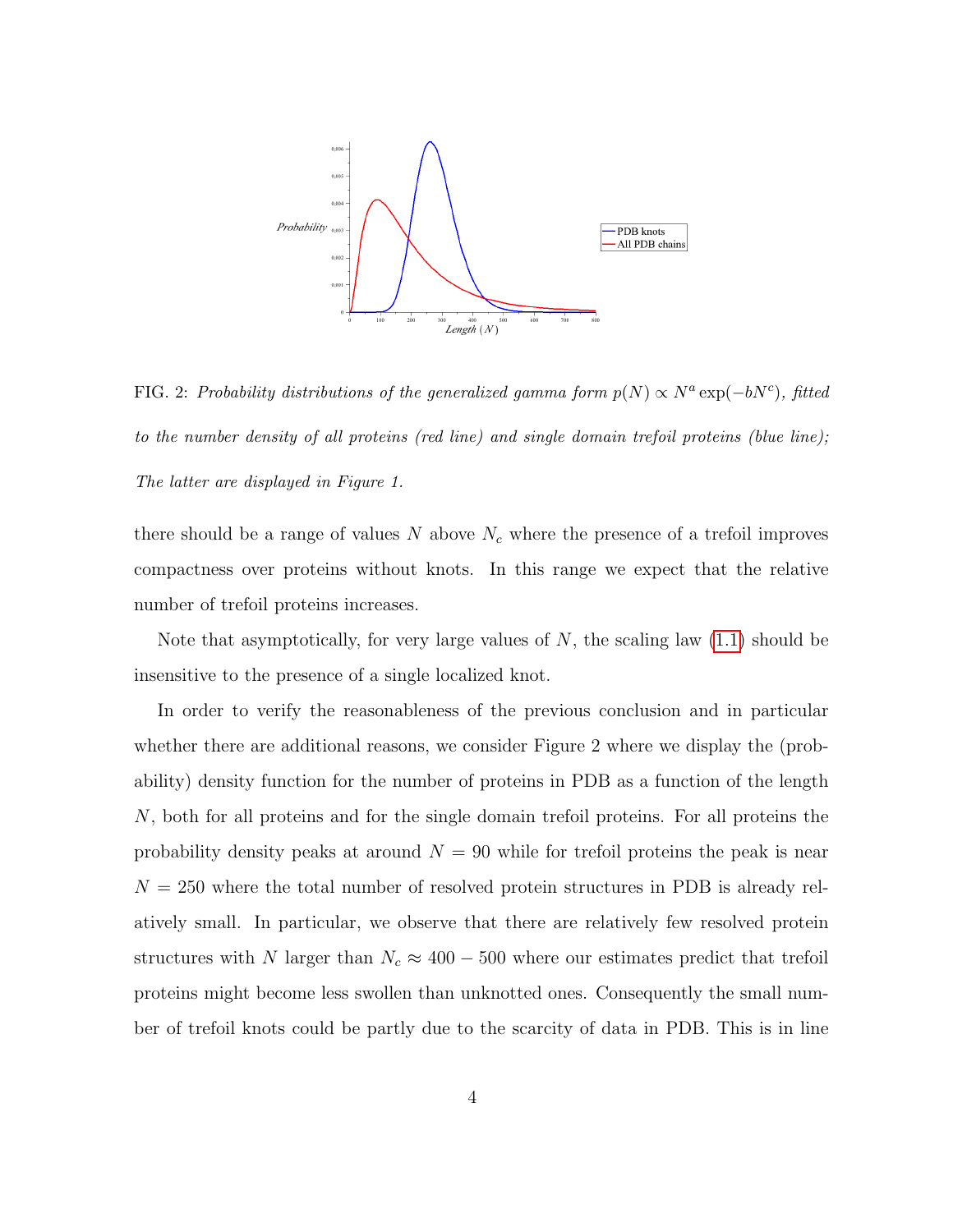FIG. 2: *Probability distributions of the generalized gamma form $p(N) \propto N^a \exp(-bN^c)$, fitted to the number density of all proteins (red line) and single domain trefoil proteins (blue line); The latter are displayed in Figure 1.*

there should be a range of values $N$ above $N_c$ where the presence of a trefoil improves compactness over proteins without knots. In this range we expect that the relative number of trefoil proteins increases.

Note that asymptotically, for very large values of $N$, the scaling law (1.1) should be insensitive to the presence of a single localized knot.

In order to verify the reasonableness of the previous conclusion and in particular whether there are additional reasons, we consider Figure 2 where we display the (probability) density function for the number of proteins in PDB as a function of the length $N$, both for all proteins and for the single domain trefoil proteins. For all proteins the probability density peaks at around $N = 90$ while for trefoil proteins the peak is near $N = 250$ where the total number of resolved protein structures in PDB is already relatively small. In particular, we observe that there are relatively few resolved protein structures with $N$ larger than $N_c \approx 400 - 500$ where our estimates predict that trefoil proteins might become less swollen than unknotted ones. Consequently the small number of trefoil knots could be partly due to the scarcity of data in PDB. This is in line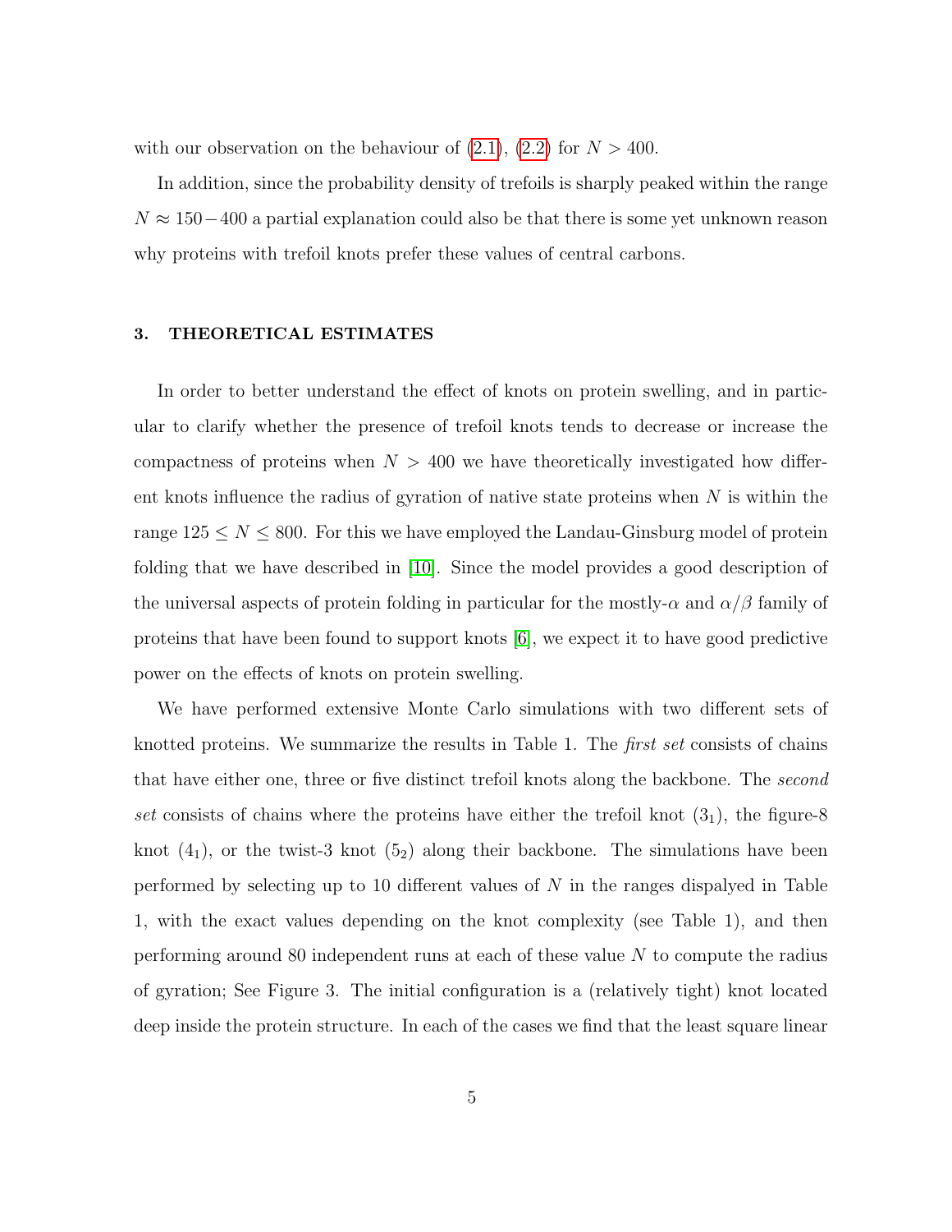with our observation on the behaviour of (2.1), (2.2) for $N > 400$.

In addition, since the probability density of trefoils is sharply peaked within the range $N \approx 150 - 400$ a partial explanation could also be that there is some yet unknown reason why proteins with trefoil knots prefer these values of central carbons.

### 3. THEORETICAL ESTIMATES

In order to better understand the effect of knots on protein swelling, and in particular to clarify whether the presence of trefoil knots tends to decrease or increase the compactness of proteins when $N > 400$ we have theoretically investigated how different knots influence the radius of gyration of native state proteins when $N$ is within the range $125 \leq N \leq 800$. For this we have employed the Landau-Ginsburg model of protein folding that we have described in [10]. Since the model provides a good description of the universal aspects of protein folding in particular for the mostly-$\alpha$ and $\alpha/\beta$ family of proteins that have been found to support knots [6], we expect it to have good predictive power on the effects of knots on protein swelling.

We have performed extensive Monte Carlo simulations with two different sets of knotted proteins. We summarize the results in Table 1. The *first set* consists of chains that have either one, three or five distinct trefoil knots along the backbone. The *second set* consists of chains where the proteins have either the trefoil knot ($3_1$), the figure-8 knot ($4_1$), or the twist-3 knot ($5_2$) along their backbone. The simulations have been performed by selecting up to 10 different values of $N$ in the ranges dispalyed in Table 1, with the exact values depending on the knot complexity (see Table 1), and then performing around 80 independent runs at each of these value $N$ to compute the radius of gyration; See Figure 3. The initial configuration is a (relatively tight) knot located deep inside the protein structure. In each of the cases we find that the least square linear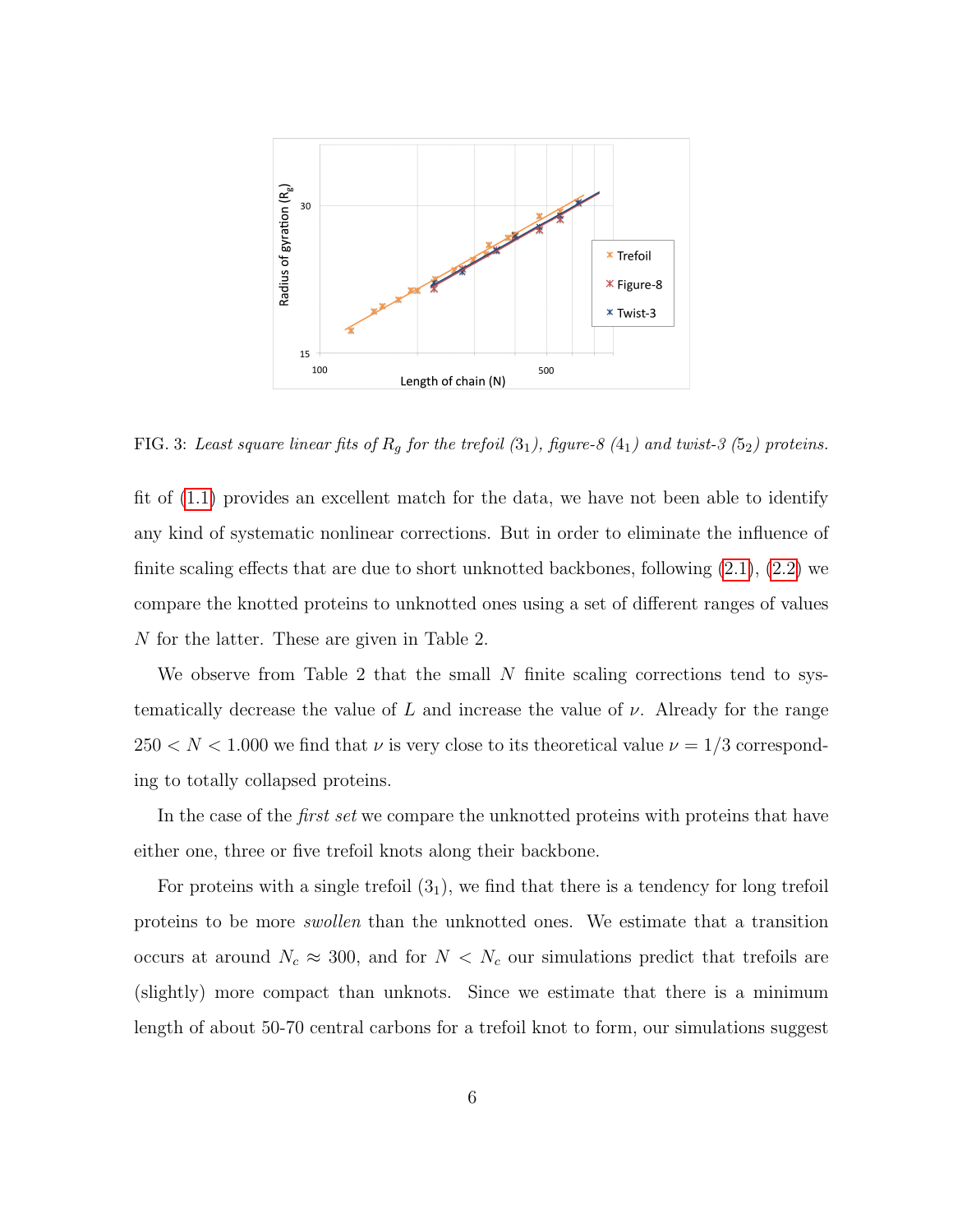FIG. 3: *Least square linear fits of $R_g$ for the trefoil ($3_1$), figure-8 ($4_1$) and twist-3 ($5_2$) proteins.*

fit of (1.1) provides an excellent match for the data, we have not been able to identify any kind of systematic nonlinear corrections. But in order to eliminate the influence of finite scaling effects that are due to short unknotted backbones, following (2.1), (2.2) we compare the knotted proteins to unknotted ones using a set of different ranges of values $N$ for the latter. These are given in Table 2.

We observe from Table 2 that the small $N$ finite scaling corrections tend to systematically decrease the value of $L$ and increase the value of $\nu$. Already for the range $250 < N < 1.000$ we find that $\nu$ is very close to its theoretical value $\nu = 1/3$ corresponding to totally collapsed proteins.

In the case of the *first set* we compare the unknotted proteins with proteins that have either one, three or five trefoil knots along their backbone.

For proteins with a single trefoil ($3_1$), we find that there is a tendency for long trefoil proteins to be more *swollen* than the unknotted ones. We estimate that a transition occurs at around $N_c \approx 300$, and for $N < N_c$ our simulations predict that trefoils are (slightly) more compact than unknots. Since we estimate that there is a minimum length of about 50-70 central carbons for a trefoil knot to form, our simulations suggest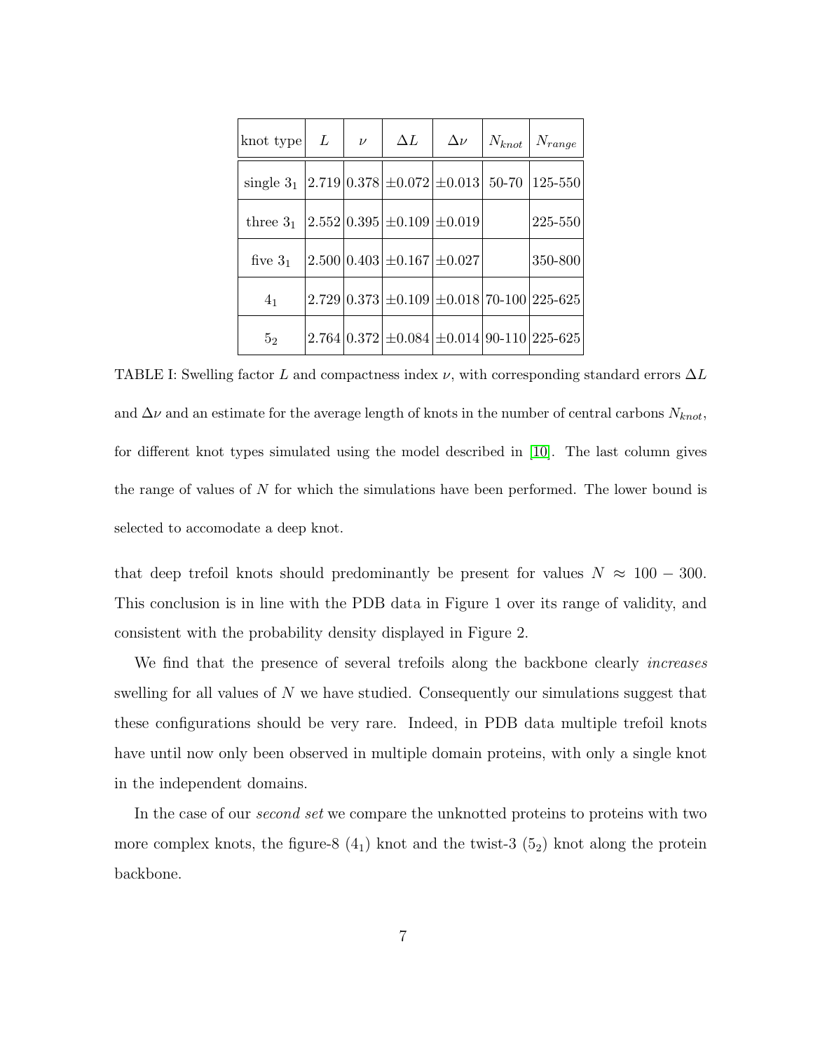| knot type | $L$ | $\nu$ | $\Delta L$ | $\Delta\nu$ | $N_{knot}$ | $N_{range}$ |
|---|---|---|---|---|---|---|
| single $3_1$ | 2.719 | 0.378 | $\pm 0.072$ | $\pm 0.013$ | 50-70 | 125-550 |
| three $3_1$ | 2.552 | 0.395 | $\pm 0.109$ | $\pm 0.019$ | | 225-550 |
| five $3_1$ | 2.500 | 0.403 | $\pm 0.167$ | $\pm 0.027$ | | 350-800 |
| $4_1$ | 2.729 | 0.373 | $\pm 0.109$ | $\pm 0.018$ | 70-100 | 225-625 |
| $5_2$ | 2.764 | 0.372 | $\pm 0.084$ | $\pm 0.014$ | 90-110 | 225-625 |

TABLE I: Swelling factor $L$ and compactness index $\nu$, with corresponding standard errors $\Delta L$ and $\Delta\nu$ and an estimate for the average length of knots in the number of central carbons $N_{knot}$, for different knot types simulated using the model described in [10]. The last column gives the range of values of $N$ for which the simulations have been performed. The lower bound is selected to accomodate a deep knot.

that deep trefoil knots should predominantly be present for values $N \approx 100 - 300$. This conclusion is in line with the PDB data in Figure 1 over its range of validity, and consistent with the probability density displayed in Figure 2.

We find that the presence of several trefoils along the backbone clearly *increases* swelling for all values of $N$ we have studied. Consequently our simulations suggest that these configurations should be very rare. Indeed, in PDB data multiple trefoil knots have until now only been observed in multiple domain proteins, with only a single knot in the independent domains.

In the case of our *second set* we compare the unknotted proteins to proteins with two more complex knots, the figure-8 ($4_1$) knot and the twist-3 ($5_2$) knot along the protein backbone.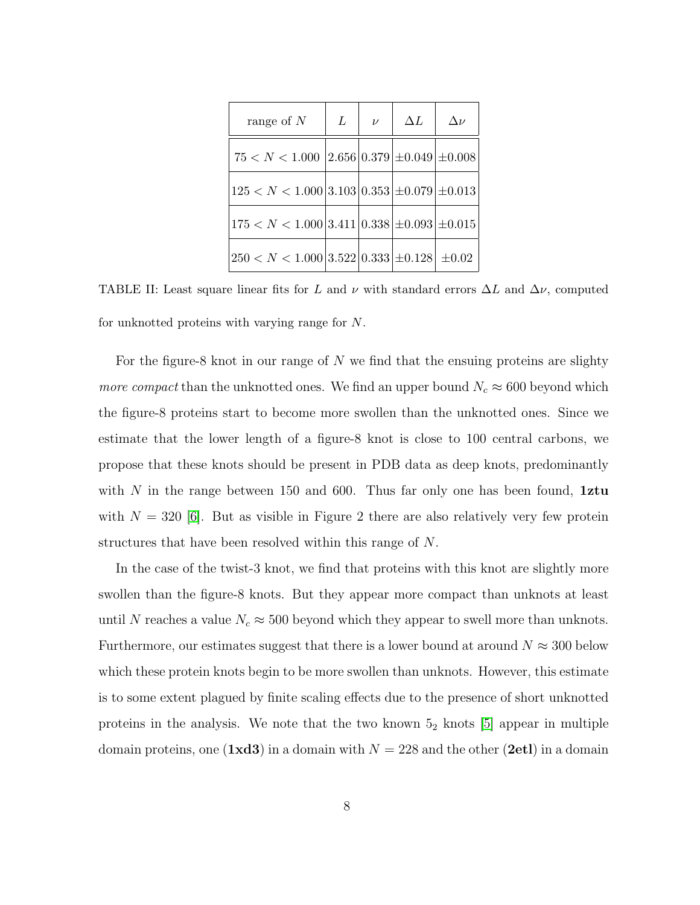| range of $N$ | $L$ | $\nu$ | $\Delta L$ | $\Delta\nu$ |
|---|---|---|---|---|
| $75 < N < 1.000$ | 2.656 | 0.379 | $\pm 0.049$ | $\pm 0.008$ |
| $125 < N < 1.000$ | 3.103 | 0.353 | $\pm 0.079$ | $\pm 0.013$ |
| $175 < N < 1.000$ | 3.411 | 0.338 | $\pm 0.093$ | $\pm 0.015$ |
| $250 < N < 1.000$ | 3.522 | 0.333 | $\pm 0.128$ | $\pm 0.02$ |

TABLE II: Least square linear fits for $L$ and $\nu$ with standard errors $\Delta L$ and $\Delta\nu$, computed for unknotted proteins with varying range for $N$.

For the figure-8 knot in our range of $N$ we find that the ensuing proteins are slighty *more compact* than the unknotted ones. We find an upper bound $N_c \approx 600$ beyond which the figure-8 proteins start to become more swollen than the unknotted ones. Since we estimate that the lower length of a figure-8 knot is close to 100 central carbons, we propose that these knots should be present in PDB data as deep knots, predominantly with $N$ in the range between 150 and 600. Thus far only one has been found, **1ztu** with $N = 320$ [6]. But as visible in Figure 2 there are also relatively very few protein structures that have been resolved within this range of $N$.

In the case of the twist-3 knot, we find that proteins with this knot are slightly more swollen than the figure-8 knots. But they appear more compact than unknots at least until $N$ reaches a value $N_c \approx 500$ beyond which they appear to swell more than unknots. Furthermore, our estimates suggest that there is a lower bound at around $N \approx 300$ below which these protein knots begin to be more swollen than unknots. However, this estimate is to some extent plagued by finite scaling effects due to the presence of short unknotted proteins in the analysis. We note that the two known $5_2$ knots [5] appear in multiple domain proteins, one (**1xd3**) in a domain with $N = 228$ and the other (**2etl**) in a domain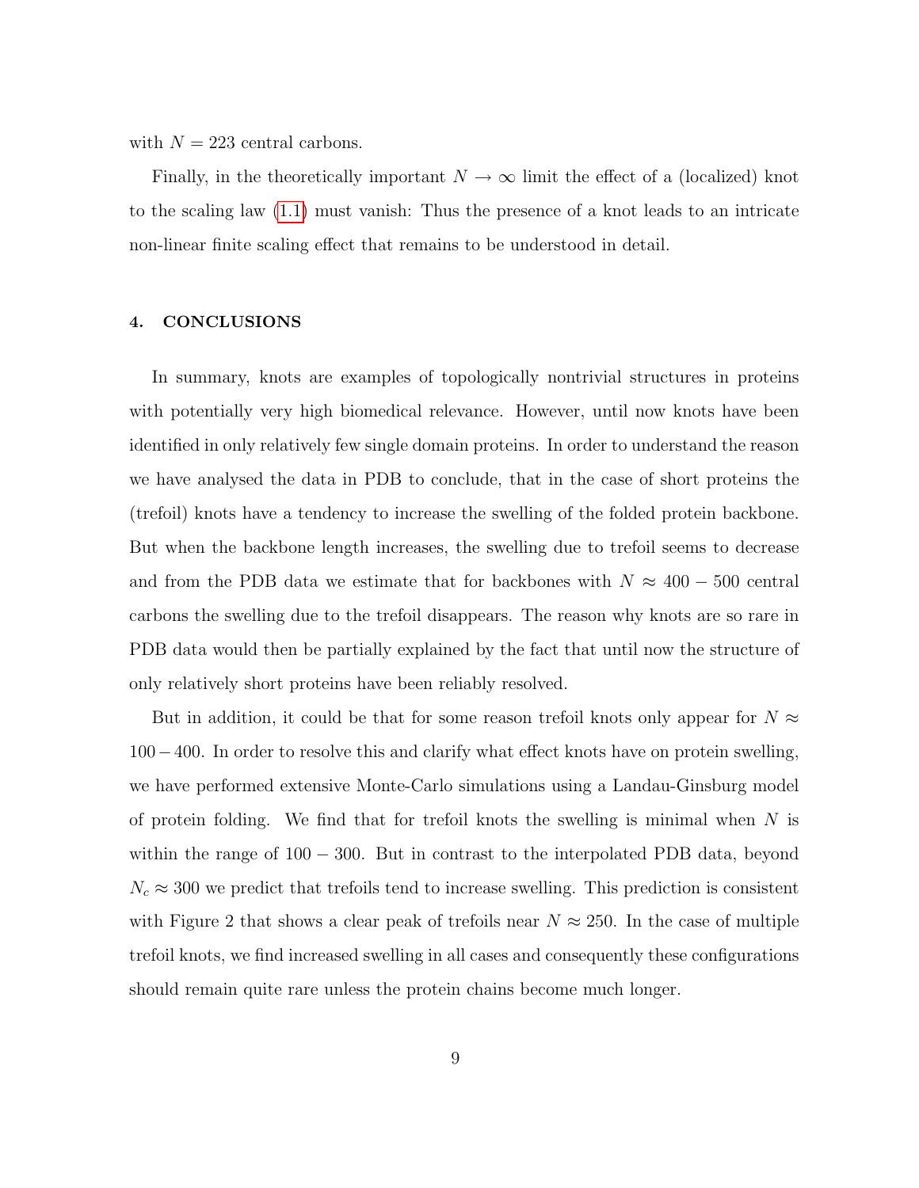with $N = 223$ central carbons.

Finally, in the theoretically important $N \to \infty$ limit the effect of a (localized) knot to the scaling law (1.1) must vanish: Thus the presence of a knot leads to an intricate non-linear finite scaling effect that remains to be understood in detail.

## 4. CONCLUSIONS

In summary, knots are examples of topologically nontrivial structures in proteins with potentially very high biomedical relevance. However, until now knots have been identified in only relatively few single domain proteins. In order to understand the reason we have analysed the data in PDB to conclude, that in the case of short proteins the (trefoil) knots have a tendency to increase the swelling of the folded protein backbone. But when the backbone length increases, the swelling due to trefoil seems to decrease and from the PDB data we estimate that for backbones with $N \approx 400 - 500$ central carbons the swelling due to the trefoil disappears. The reason why knots are so rare in PDB data would then be partially explained by the fact that until now the structure of only relatively short proteins have been reliably resolved.

But in addition, it could be that for some reason trefoil knots only appear for $N \approx 100 - 400$. In order to resolve this and clarify what effect knots have on protein swelling, we have performed extensive Monte-Carlo simulations using a Landau-Ginsburg model of protein folding. We find that for trefoil knots the swelling is minimal when $N$ is within the range of $100 - 300$. But in contrast to the interpolated PDB data, beyond $N_c \approx 300$ we predict that trefoils tend to increase swelling. This prediction is consistent with Figure 2 that shows a clear peak of trefoils near $N \approx 250$. In the case of multiple trefoil knots, we find increased swelling in all cases and consequently these configurations should remain quite rare unless the protein chains become much longer.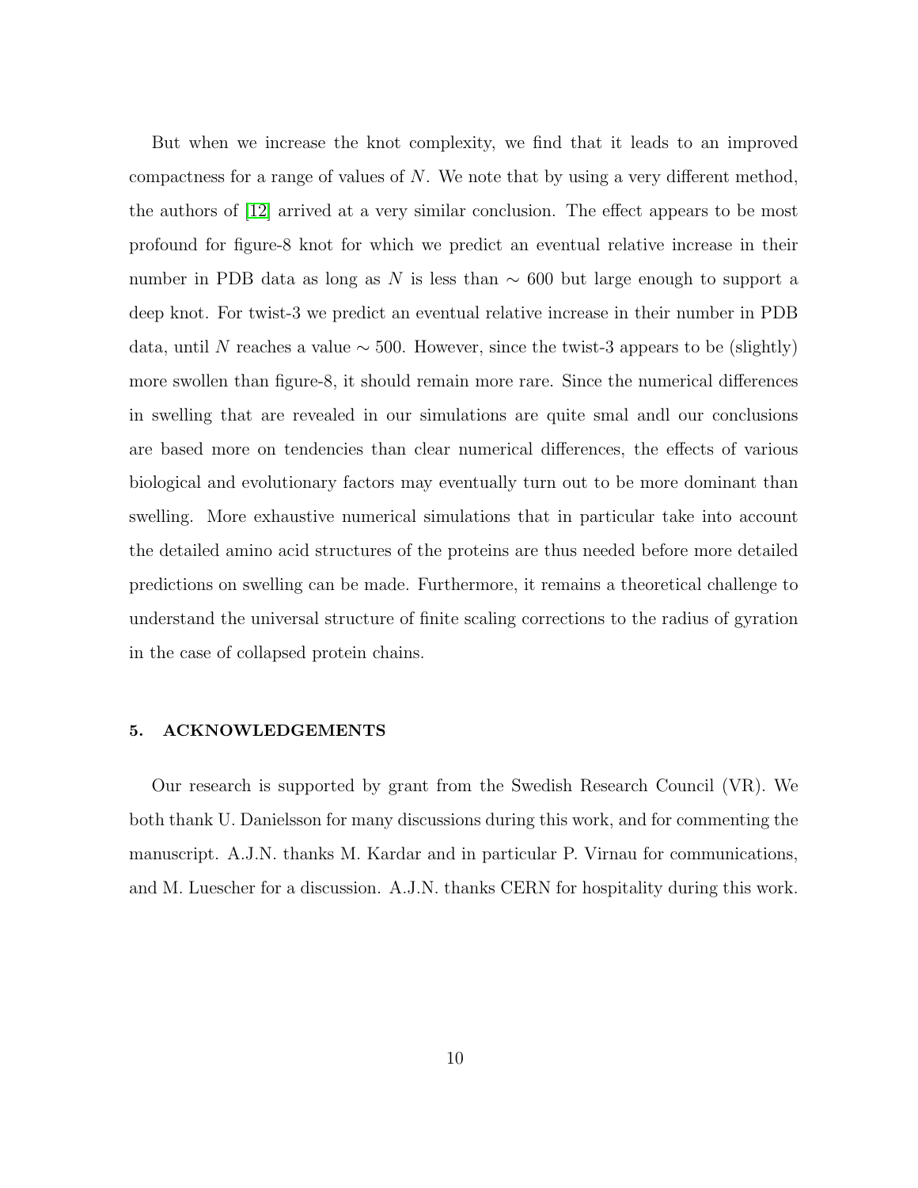But when we increase the knot complexity, we find that it leads to an improved compactness for a range of values of $N$. We note that by using a very different method, the authors of [12] arrived at a very similar conclusion. The effect appears to be most profound for figure-8 knot for which we predict an eventual relative increase in their number in PDB data as long as $N$ is less than $\sim 600$ but large enough to support a deep knot. For twist-3 we predict an eventual relative increase in their number in PDB data, until $N$ reaches a value $\sim 500$. However, since the twist-3 appears to be (slightly) more swollen than figure-8, it should remain more rare. Since the numerical differences in swelling that are revealed in our simulations are quite smal andl our conclusions are based more on tendencies than clear numerical differences, the effects of various biological and evolutionary factors may eventually turn out to be more dominant than swelling. More exhaustive numerical simulations that in particular take into account the detailed amino acid structures of the proteins are thus needed before more detailed predictions on swelling can be made. Furthermore, it remains a theoretical challenge to understand the universal structure of finite scaling corrections to the radius of gyration in the case of collapsed protein chains.

## 5. ACKNOWLEDGEMENTS

Our research is supported by grant from the Swedish Research Council (VR). We both thank U. Danielsson for many discussions during this work, and for commenting the manuscript. A.J.N. thanks M. Kardar and in particular P. Virnau for communications, and M. Luescher for a discussion. A.J.N. thanks CERN for hospitality during this work.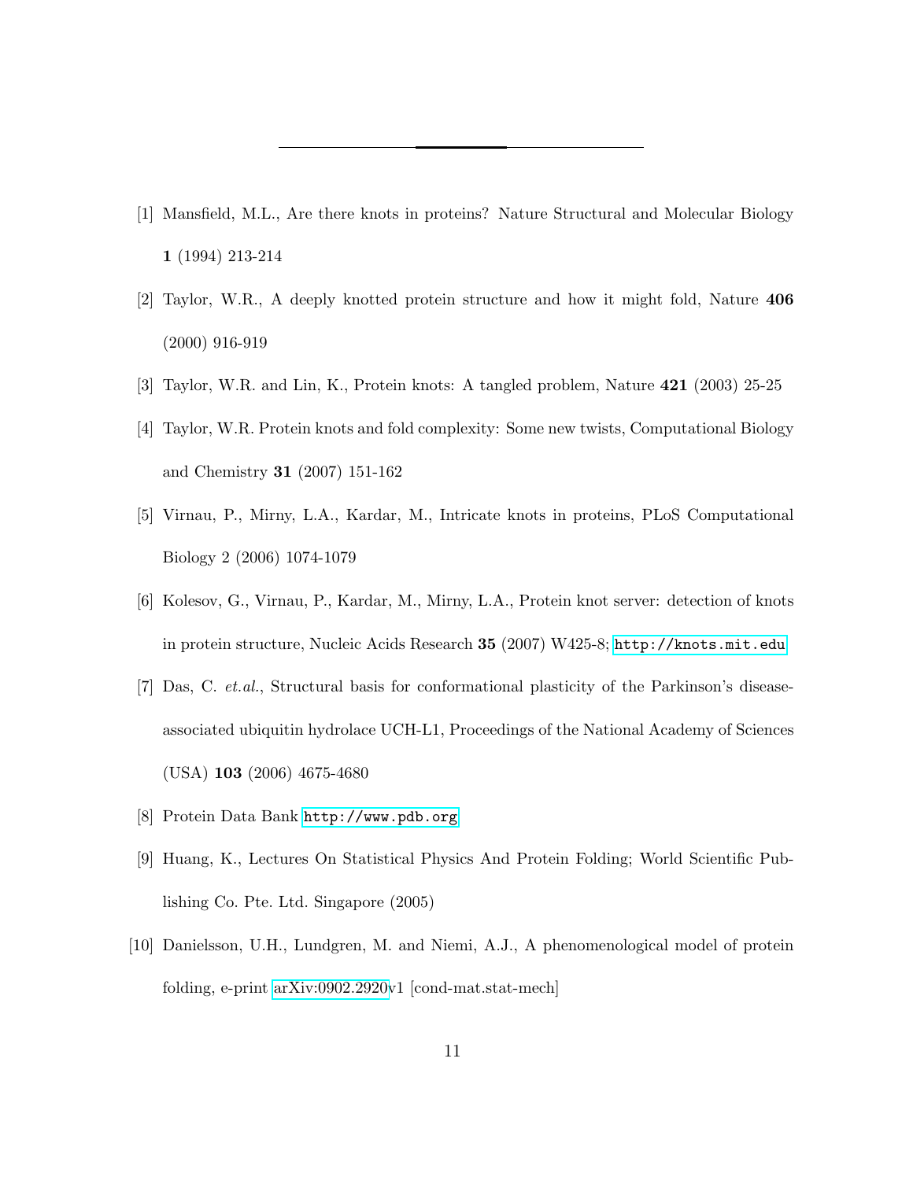---

[1] Mansfield, M.L., Are there knots in proteins? Nature Structural and Molecular Biology **1** (1994) 213-214

[2] Taylor, W.R., A deeply knotted protein structure and how it might fold, Nature **406** (2000) 916-919

[3] Taylor, W.R. and Lin, K., Protein knots: A tangled problem, Nature **421** (2003) 25-25

[4] Taylor, W.R. Protein knots and fold complexity: Some new twists, Computational Biology and Chemistry **31** (2007) 151-162

[5] Virnau, P., Mirny, L.A., Kardar, M., Intricate knots in proteins, PLoS Computational Biology 2 (2006) 1074-1079

[6] Kolesov, G., Virnau, P., Kardar, M., Mirny, L.A., Protein knot server: detection of knots in protein structure, Nucleic Acids Research **35** (2007) W425-8; `http://knots.mit.edu`

[7] Das, C. *et.al.*, Structural basis for conformational plasticity of the Parkinson's disease-associated ubiquitin hydrolace UCH-L1, Proceedings of the National Academy of Sciences (USA) **103** (2006) 4675-4680

[8] Protein Data Bank `http://www.pdb.org`

[9] Huang, K., Lectures On Statistical Physics And Protein Folding; World Scientific Publishing Co. Pte. Ltd. Singapore (2005)

[10] Danielsson, U.H., Lundgren, M. and Niemi, A.J., A phenomenological model of protein folding, e-print arXiv:0902.2920v1 [cond-mat.stat-mech]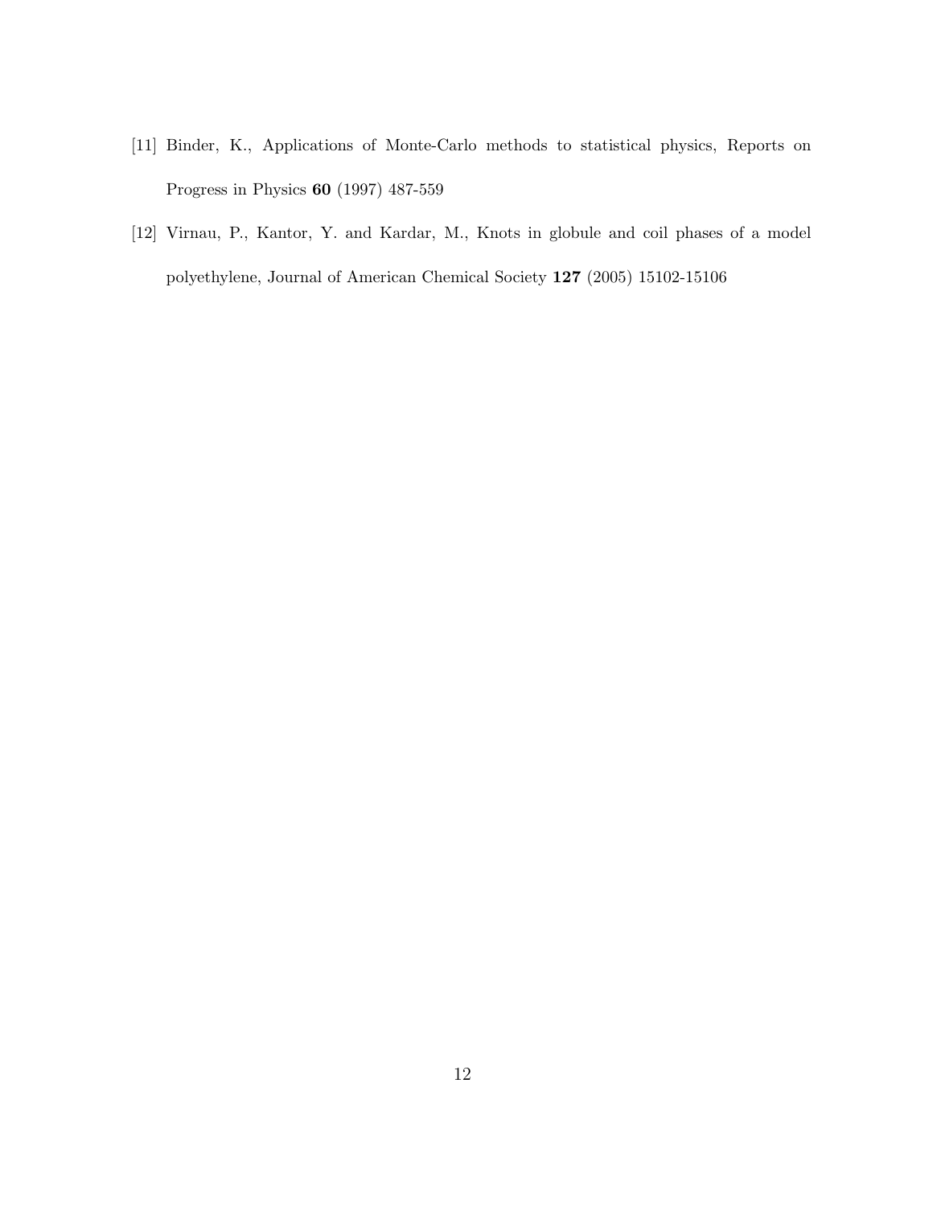[11] Binder, K., Applications of Monte-Carlo methods to statistical physics, Reports on Progress in Physics **60** (1997) 487-559

[12] Virnau, P., Kantor, Y. and Kardar, M., Knots in globule and coil phases of a model polyethylene, Journal of American Chemical Society **127** (2005) 15102-15106